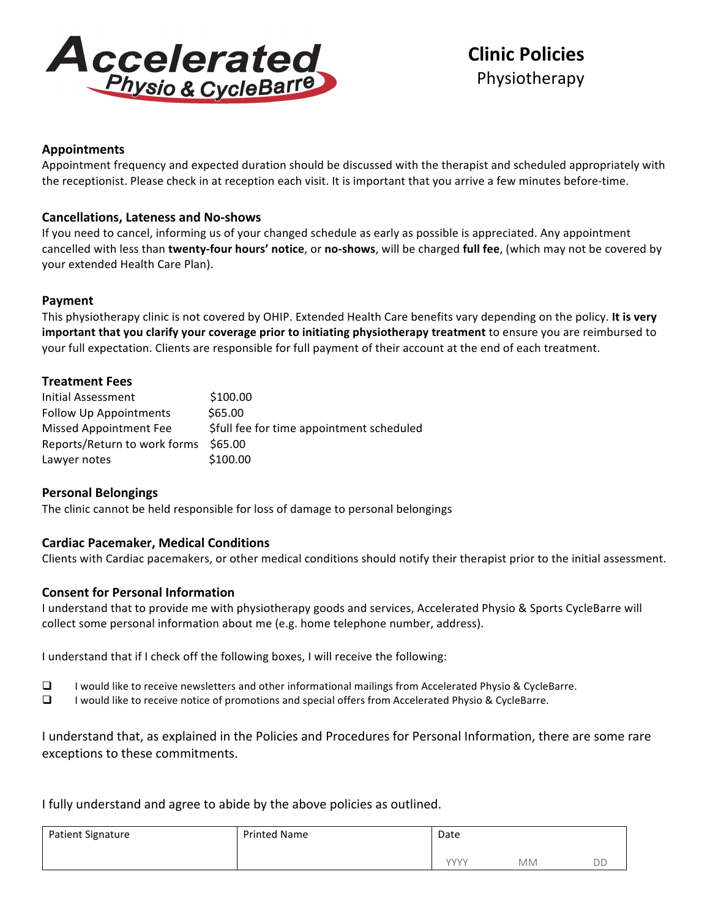Accelerated Physio & CycleBarre

# Clinic Policies

Physiotherapy

### Appointments

Appointment frequency and expected duration should be discussed with the therapist and scheduled appropriately with the receptionist. Please check in at reception each visit. It is important that you arrive a few minutes before-time.

### Cancellations, Lateness and No-shows

If you need to cancel, informing us of your changed schedule as early as possible is appreciated. Any appointment cancelled with less than **twenty-four hours' notice**, or **no-shows**, will be charged **full fee**, (which may not be covered by your extended Health Care Plan).

### Payment

This physiotherapy clinic is not covered by OHIP. Extended Health Care benefits vary depending on the policy. **It is very important that you clarify your coverage prior to initiating physiotherapy treatment** to ensure you are reimbursed to your full expectation. Clients are responsible for full payment of their account at the end of each treatment.

### Treatment Fees

| | |
|---|---|
| Initial Assessment | $100.00 |
| Follow Up Appointments | $65.00 |
| Missed Appointment Fee | $full fee for time appointment scheduled |
| Reports/Return to work forms | $65.00 |
| Lawyer notes | $100.00 |

### Personal Belongings

The clinic cannot be held responsible for loss of damage to personal belongings

### Cardiac Pacemaker, Medical Conditions

Clients with Cardiac pacemakers, or other medical conditions should notify their therapist prior to the initial assessment.

### Consent for Personal Information

I understand that to provide me with physiotherapy goods and services, Accelerated Physio & Sports CycleBarre will collect some personal information about me (e.g. home telephone number, address).

I understand that if I check off the following boxes, I will receive the following:

- ☐ I would like to receive newsletters and other informational mailings from Accelerated Physio & CycleBarre.
- ☐ I would like to receive notice of promotions and special offers from Accelerated Physio & CycleBarre.

I understand that, as explained in the Policies and Procedures for Personal Information, there are some rare exceptions to these commitments.

I fully understand and agree to abide by the above policies as outlined.

| Patient Signature | Printed Name | Date |
|---|---|---|
| | | YYYY MM DD |